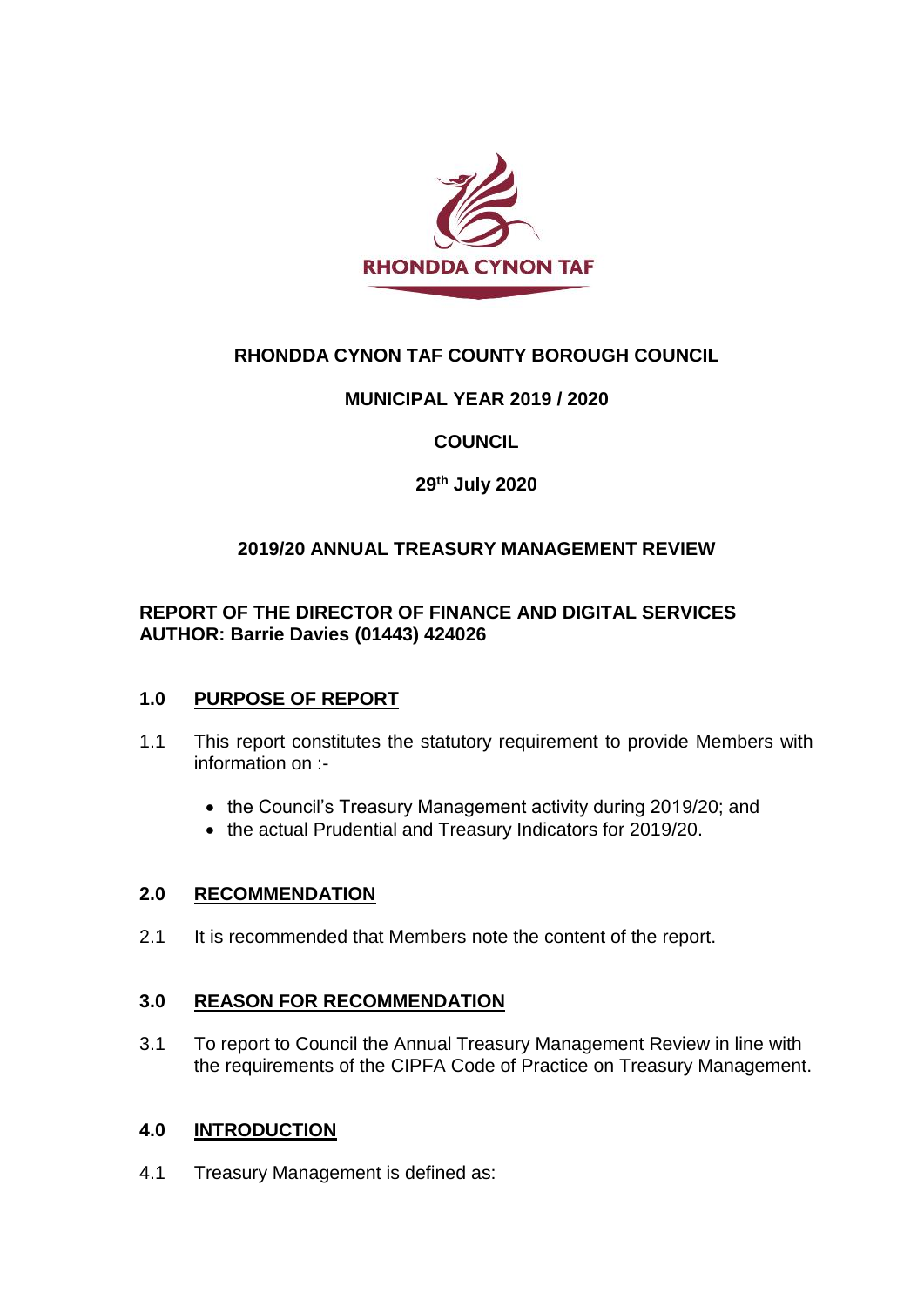RHONDDA CYNON TAF

**RHONDDA CYNON TAF COUNTY BOROUGH COUNCIL**

**MUNICIPAL YEAR 2019 / 2020**

**COUNCIL**

**29th July 2020**

**2019/20 ANNUAL TREASURY MANAGEMENT REVIEW**

**REPORT OF THE DIRECTOR OF FINANCE AND DIGITAL SERVICES**
**AUTHOR: Barrie Davies (01443) 424026**

## 1.0 PURPOSE OF REPORT

1.1 This report constitutes the statutory requirement to provide Members with information on :-

- the Council's Treasury Management activity during 2019/20; and
- the actual Prudential and Treasury Indicators for 2019/20.

## 2.0 RECOMMENDATION

2.1 It is recommended that Members note the content of the report.

## 3.0 REASON FOR RECOMMENDATION

3.1 To report to Council the Annual Treasury Management Review in line with the requirements of the CIPFA Code of Practice on Treasury Management.

## 4.0 INTRODUCTION

4.1 Treasury Management is defined as: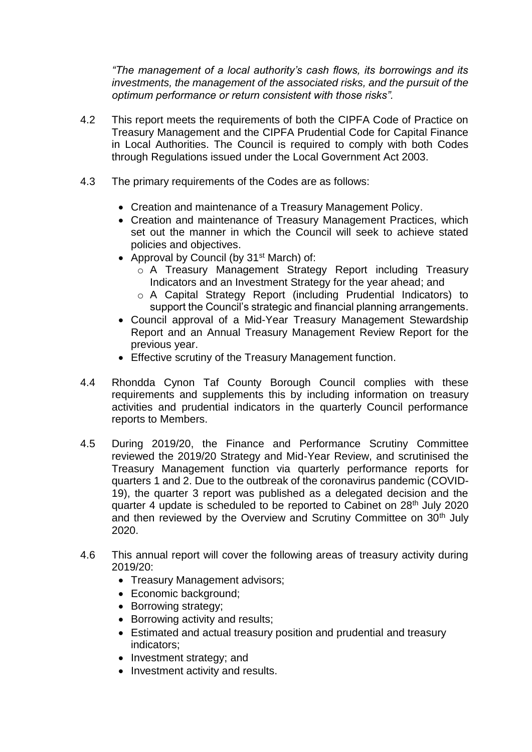*"The management of a local authority's cash flows, its borrowings and its investments, the management of the associated risks, and the pursuit of the optimum performance or return consistent with those risks".*

4.2 This report meets the requirements of both the CIPFA Code of Practice on Treasury Management and the CIPFA Prudential Code for Capital Finance in Local Authorities. The Council is required to comply with both Codes through Regulations issued under the Local Government Act 2003.

4.3 The primary requirements of the Codes are as follows:

- Creation and maintenance of a Treasury Management Policy.
- Creation and maintenance of Treasury Management Practices, which set out the manner in which the Council will seek to achieve stated policies and objectives.
- Approval by Council (by 31st March) of:
  - A Treasury Management Strategy Report including Treasury Indicators and an Investment Strategy for the year ahead; and
  - A Capital Strategy Report (including Prudential Indicators) to support the Council's strategic and financial planning arrangements.
- Council approval of a Mid-Year Treasury Management Stewardship Report and an Annual Treasury Management Review Report for the previous year.
- Effective scrutiny of the Treasury Management function.

4.4 Rhondda Cynon Taf County Borough Council complies with these requirements and supplements this by including information on treasury activities and prudential indicators in the quarterly Council performance reports to Members.

4.5 During 2019/20, the Finance and Performance Scrutiny Committee reviewed the 2019/20 Strategy and Mid-Year Review, and scrutinised the Treasury Management function via quarterly performance reports for quarters 1 and 2. Due to the outbreak of the coronavirus pandemic (COVID-19), the quarter 3 report was published as a delegated decision and the quarter 4 update is scheduled to be reported to Cabinet on 28th July 2020 and then reviewed by the Overview and Scrutiny Committee on 30th July 2020.

4.6 This annual report will cover the following areas of treasury activity during 2019/20:

- Treasury Management advisors;
- Economic background;
- Borrowing strategy;
- Borrowing activity and results;
- Estimated and actual treasury position and prudential and treasury indicators;
- Investment strategy; and
- Investment activity and results.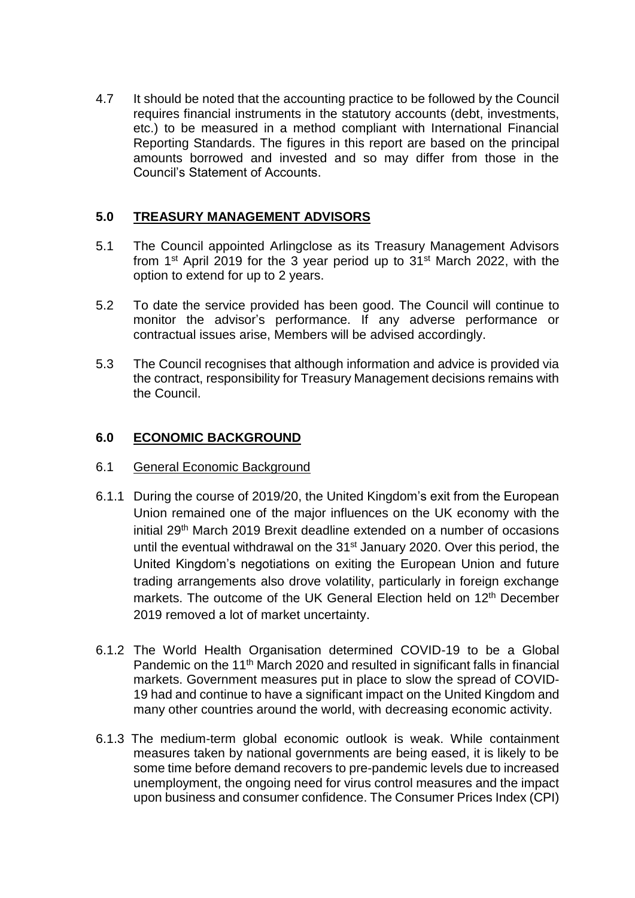4.7 It should be noted that the accounting practice to be followed by the Council requires financial instruments in the statutory accounts (debt, investments, etc.) to be measured in a method compliant with International Financial Reporting Standards. The figures in this report are based on the principal amounts borrowed and invested and so may differ from those in the Council's Statement of Accounts.

## 5.0 TREASURY MANAGEMENT ADVISORS

5.1 The Council appointed Arlingclose as its Treasury Management Advisors from 1st April 2019 for the 3 year period up to 31st March 2022, with the option to extend for up to 2 years.

5.2 To date the service provided has been good. The Council will continue to monitor the advisor's performance. If any adverse performance or contractual issues arise, Members will be advised accordingly.

5.3 The Council recognises that although information and advice is provided via the contract, responsibility for Treasury Management decisions remains with the Council.

## 6.0 ECONOMIC BACKGROUND

### 6.1 General Economic Background

6.1.1 During the course of 2019/20, the United Kingdom's exit from the European Union remained one of the major influences on the UK economy with the initial 29th March 2019 Brexit deadline extended on a number of occasions until the eventual withdrawal on the 31st January 2020. Over this period, the United Kingdom's negotiations on exiting the European Union and future trading arrangements also drove volatility, particularly in foreign exchange markets. The outcome of the UK General Election held on 12th December 2019 removed a lot of market uncertainty.

6.1.2 The World Health Organisation determined COVID-19 to be a Global Pandemic on the 11th March 2020 and resulted in significant falls in financial markets. Government measures put in place to slow the spread of COVID-19 had and continue to have a significant impact on the United Kingdom and many other countries around the world, with decreasing economic activity.

6.1.3 The medium-term global economic outlook is weak. While containment measures taken by national governments are being eased, it is likely to be some time before demand recovers to pre-pandemic levels due to increased unemployment, the ongoing need for virus control measures and the impact upon business and consumer confidence. The Consumer Prices Index (CPI)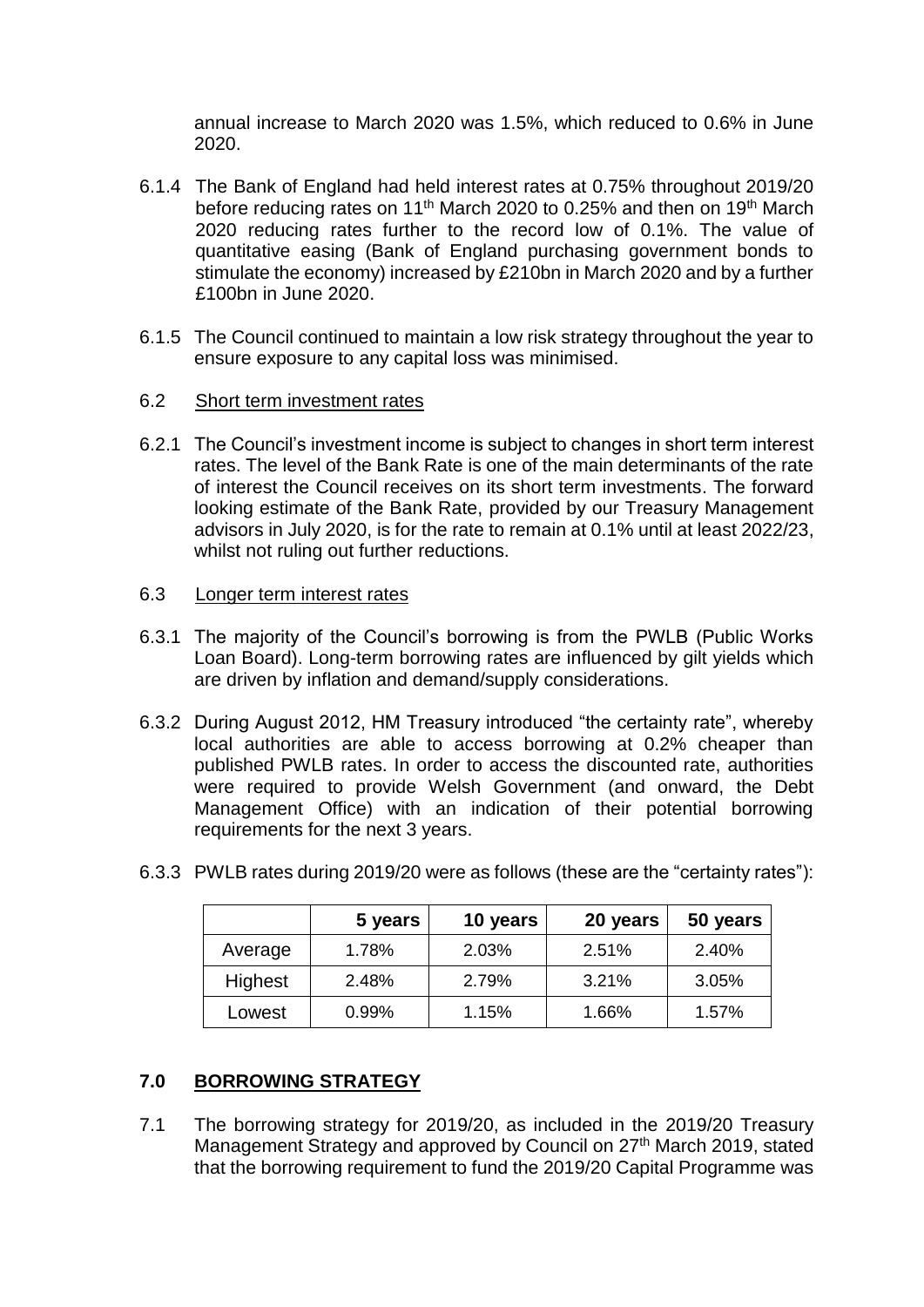annual increase to March 2020 was 1.5%, which reduced to 0.6% in June 2020.

6.1.4 The Bank of England had held interest rates at 0.75% throughout 2019/20 before reducing rates on 11th March 2020 to 0.25% and then on 19th March 2020 reducing rates further to the record low of 0.1%. The value of quantitative easing (Bank of England purchasing government bonds to stimulate the economy) increased by £210bn in March 2020 and by a further £100bn in June 2020.

6.1.5 The Council continued to maintain a low risk strategy throughout the year to ensure exposure to any capital loss was minimised.

6.2 Short term investment rates

6.2.1 The Council's investment income is subject to changes in short term interest rates. The level of the Bank Rate is one of the main determinants of the rate of interest the Council receives on its short term investments. The forward looking estimate of the Bank Rate, provided by our Treasury Management advisors in July 2020, is for the rate to remain at 0.1% until at least 2022/23, whilst not ruling out further reductions.

6.3 Longer term interest rates

6.3.1 The majority of the Council's borrowing is from the PWLB (Public Works Loan Board). Long-term borrowing rates are influenced by gilt yields which are driven by inflation and demand/supply considerations.

6.3.2 During August 2012, HM Treasury introduced "the certainty rate", whereby local authorities are able to access borrowing at 0.2% cheaper than published PWLB rates. In order to access the discounted rate, authorities were required to provide Welsh Government (and onward, the Debt Management Office) with an indication of their potential borrowing requirements for the next 3 years.

6.3.3 PWLB rates during 2019/20 were as follows (these are the "certainty rates"):

| | 5 years | 10 years | 20 years | 50 years |
|---|---|---|---|---|
| Average | 1.78% | 2.03% | 2.51% | 2.40% |
| Highest | 2.48% | 2.79% | 3.21% | 3.05% |
| Lowest | 0.99% | 1.15% | 1.66% | 1.57% |

## 7.0 BORROWING STRATEGY

7.1 The borrowing strategy for 2019/20, as included in the 2019/20 Treasury Management Strategy and approved by Council on 27th March 2019, stated that the borrowing requirement to fund the 2019/20 Capital Programme was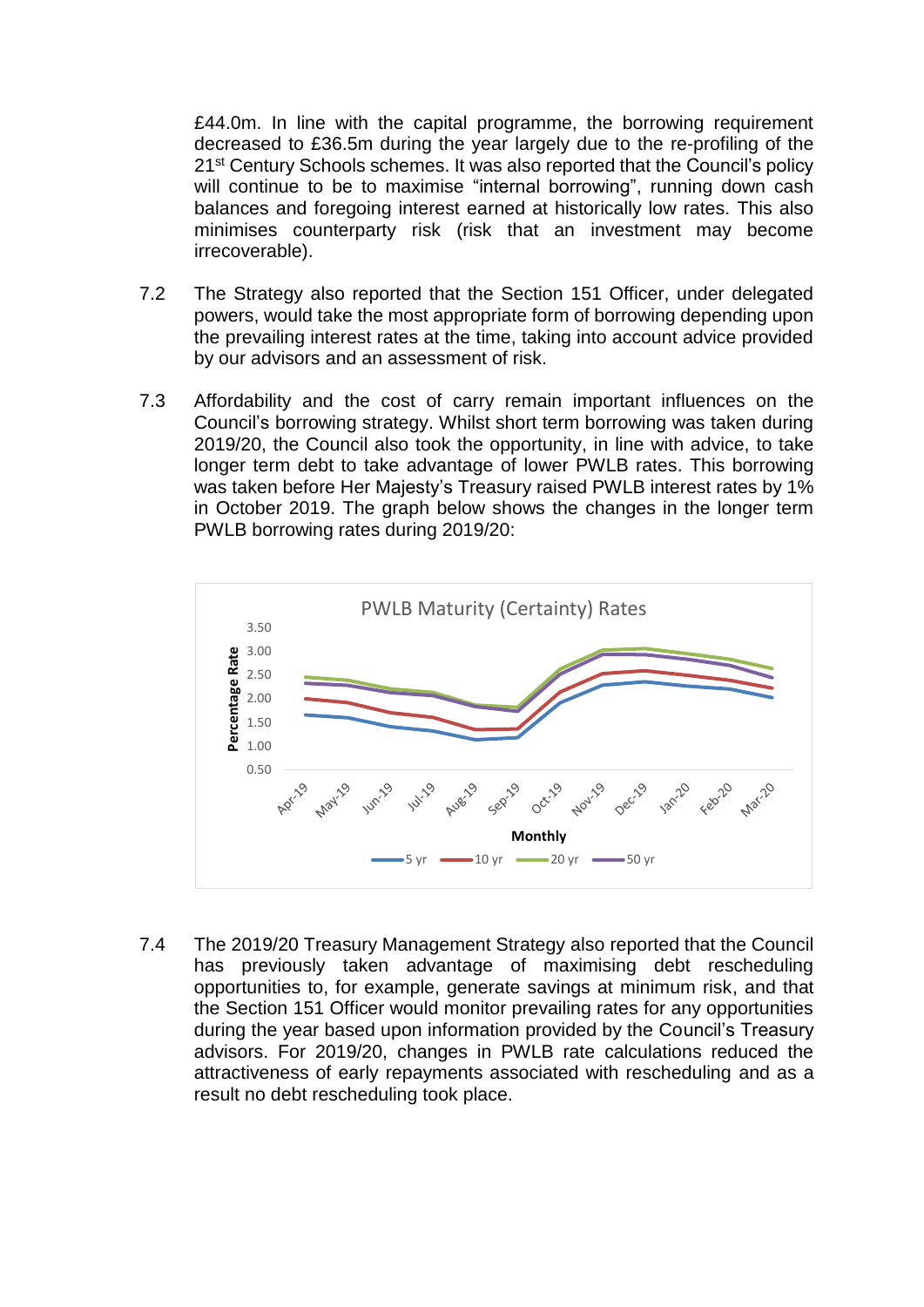£44.0m. In line with the capital programme, the borrowing requirement decreased to £36.5m during the year largely due to the re-profiling of the 21st Century Schools schemes. It was also reported that the Council's policy will continue to be to maximise "internal borrowing", running down cash balances and foregoing interest earned at historically low rates. This also minimises counterparty risk (risk that an investment may become irrecoverable).

7.2 The Strategy also reported that the Section 151 Officer, under delegated powers, would take the most appropriate form of borrowing depending upon the prevailing interest rates at the time, taking into account advice provided by our advisors and an assessment of risk.

7.3 Affordability and the cost of carry remain important influences on the Council's borrowing strategy. Whilst short term borrowing was taken during 2019/20, the Council also took the opportunity, in line with advice, to take longer term debt to take advantage of lower PWLB rates. This borrowing was taken before Her Majesty's Treasury raised PWLB interest rates by 1% in October 2019. The graph below shows the changes in the longer term PWLB borrowing rates during 2019/20:

PWLB Maturity (Certainty) Rates

7.4 The 2019/20 Treasury Management Strategy also reported that the Council has previously taken advantage of maximising debt rescheduling opportunities to, for example, generate savings at minimum risk, and that the Section 151 Officer would monitor prevailing rates for any opportunities during the year based upon information provided by the Council's Treasury advisors. For 2019/20, changes in PWLB rate calculations reduced the attractiveness of early repayments associated with rescheduling and as a result no debt rescheduling took place.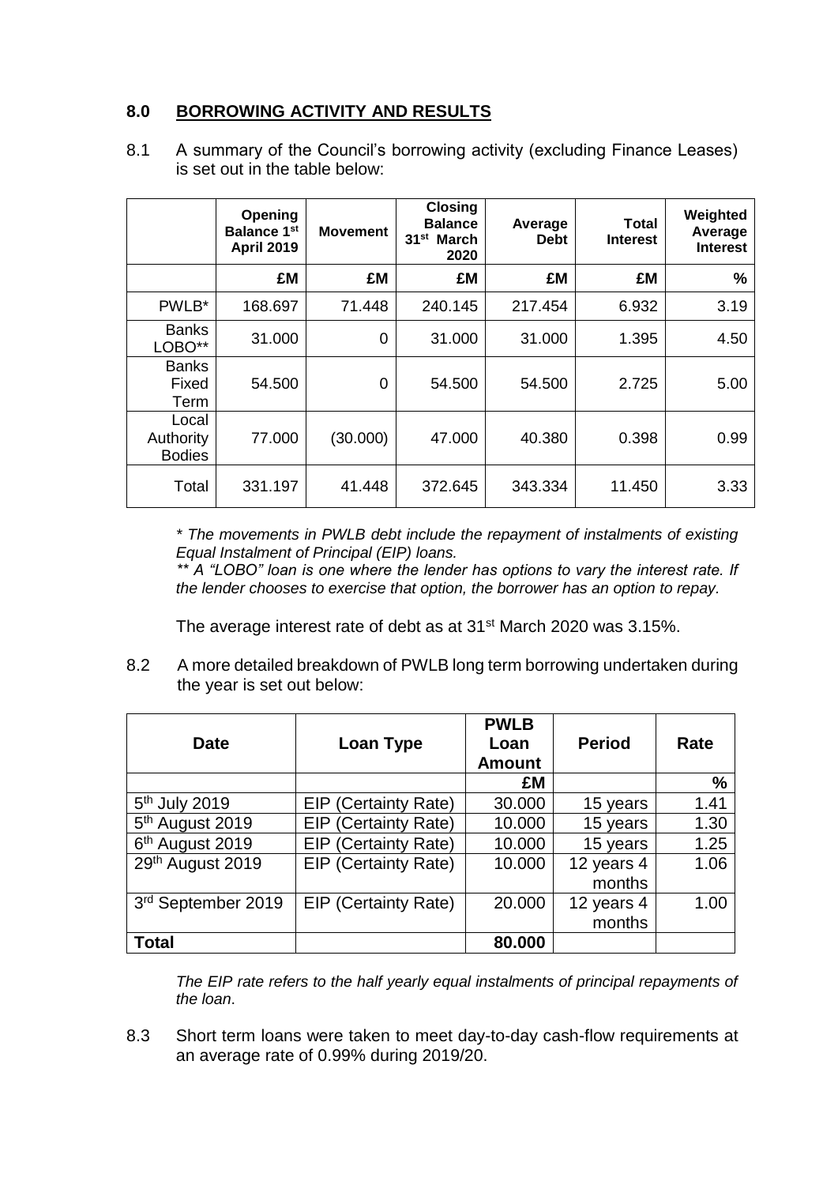## 8.0 BORROWING ACTIVITY AND RESULTS

8.1 A summary of the Council's borrowing activity (excluding Finance Leases) is set out in the table below:

| | Opening Balance 1st April 2019 | Movement | Closing Balance 31st March 2020 | Average Debt | Total Interest | Weighted Average Interest |
|---|---|---|---|---|---|---|
| | £M | £M | £M | £M | £M | % |
| PWLB* | 168.697 | 71.448 | 240.145 | 217.454 | 6.932 | 3.19 |
| Banks LOBO** | 31.000 | 0 | 31.000 | 31.000 | 1.395 | 4.50 |
| Banks Fixed Term | 54.500 | 0 | 54.500 | 54.500 | 2.725 | 5.00 |
| Local Authority Bodies | 77.000 | (30.000) | 47.000 | 40.380 | 0.398 | 0.99 |
| Total | 331.197 | 41.448 | 372.645 | 343.334 | 11.450 | 3.33 |

*\* The movements in PWLB debt include the repayment of instalments of existing Equal Instalment of Principal (EIP) loans.*
*\*\* A "LOBO" loan is one where the lender has options to vary the interest rate. If the lender chooses to exercise that option, the borrower has an option to repay.*

The average interest rate of debt as at 31st March 2020 was 3.15%.

8.2 A more detailed breakdown of PWLB long term borrowing undertaken during the year is set out below:

| Date | Loan Type | PWLB Loan Amount | Period | Rate |
|---|---|---|---|---|
| | | £M | | % |
| 5th July 2019 | EIP (Certainty Rate) | 30.000 | 15 years | 1.41 |
| 5th August 2019 | EIP (Certainty Rate) | 10.000 | 15 years | 1.30 |
| 6th August 2019 | EIP (Certainty Rate) | 10.000 | 15 years | 1.25 |
| 29th August 2019 | EIP (Certainty Rate) | 10.000 | 12 years 4 months | 1.06 |
| 3rd September 2019 | EIP (Certainty Rate) | 20.000 | 12 years 4 months | 1.00 |
| **Total** | | **80.000** | | |

*The EIP rate refers to the half yearly equal instalments of principal repayments of the loan.*

8.3 Short term loans were taken to meet day-to-day cash-flow requirements at an average rate of 0.99% during 2019/20.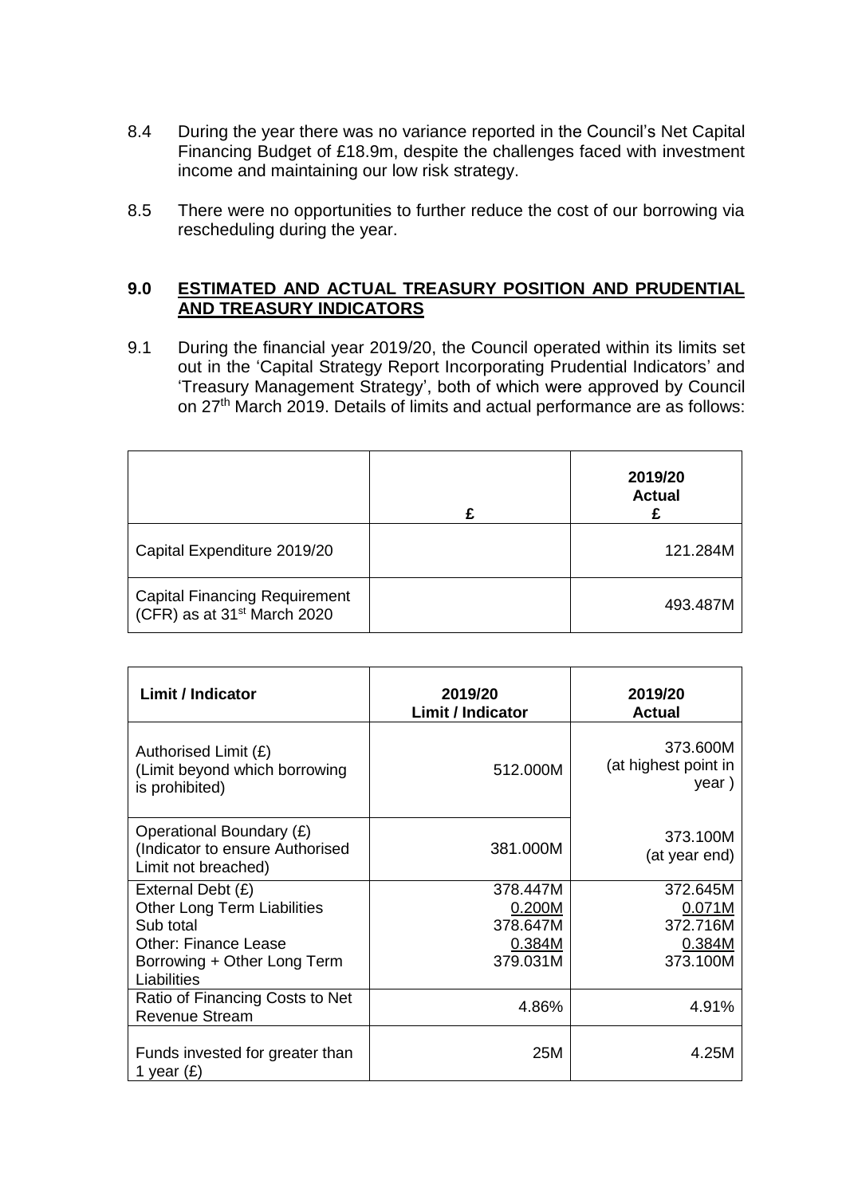8.4 During the year there was no variance reported in the Council's Net Capital Financing Budget of £18.9m, despite the challenges faced with investment income and maintaining our low risk strategy.

8.5 There were no opportunities to further reduce the cost of our borrowing via rescheduling during the year.

## 9.0 ESTIMATED AND ACTUAL TREASURY POSITION AND PRUDENTIAL AND TREASURY INDICATORS

9.1 During the financial year 2019/20, the Council operated within its limits set out in the 'Capital Strategy Report Incorporating Prudential Indicators' and 'Treasury Management Strategy', both of which were approved by Council on 27th March 2019. Details of limits and actual performance are as follows:

| | £ | 2019/20 Actual £ |
|---|---|---|
| Capital Expenditure 2019/20 | | 121.284M |
| Capital Financing Requirement (CFR) as at 31st March 2020 | | 493.487M |

| Limit / Indicator | 2019/20 Limit / Indicator | 2019/20 Actual |
|---|---|---|
| Authorised Limit (£) (Limit beyond which borrowing is prohibited) | 512.000M | 373.600M (at highest point in year ) |
| Operational Boundary (£) (Indicator to ensure Authorised Limit not breached) | 381.000M | 373.100M (at year end) |
| External Debt (£)<br>Other Long Term Liabilities<br>Sub total<br>Other: Finance Lease<br>Borrowing + Other Long Term Liabilities | 378.447M<br>0.200M<br>378.647M<br>0.384M<br>379.031M | 372.645M<br>0.071M<br>372.716M<br>0.384M<br>373.100M |
| Ratio of Financing Costs to Net Revenue Stream | 4.86% | 4.91% |
| Funds invested for greater than 1 year (£) | 25M | 4.25M |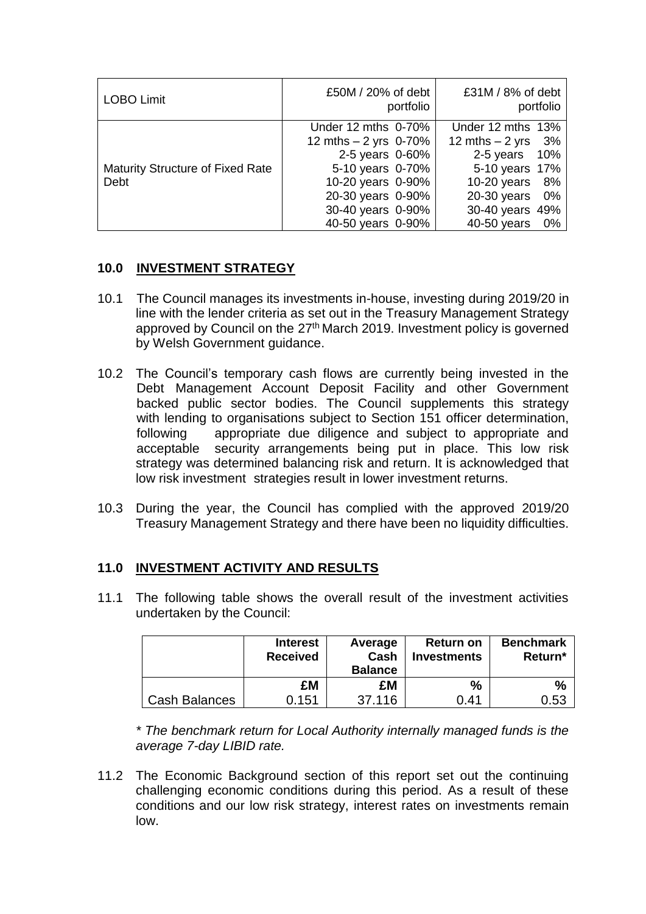| LOBO Limit | £50M / 20% of debt portfolio | £31M / 8% of debt portfolio |
|---|---|---|
| Maturity Structure of Fixed Rate Debt | Under 12 mths 0-70%<br>12 mths – 2 yrs 0-70%<br>2-5 years 0-60%<br>5-10 years 0-70%<br>10-20 years 0-90%<br>20-30 years 0-90%<br>30-40 years 0-90%<br>40-50 years 0-90% | Under 12 mths 13%<br>12 mths – 2 yrs 3%<br>2-5 years 10%<br>5-10 years 17%<br>10-20 years 8%<br>20-30 years 0%<br>30-40 years 49%<br>40-50 years 0% |

## 10.0 INVESTMENT STRATEGY

10.1 The Council manages its investments in-house, investing during 2019/20 in line with the lender criteria as set out in the Treasury Management Strategy approved by Council on the 27th March 2019. Investment policy is governed by Welsh Government guidance.

10.2 The Council's temporary cash flows are currently being invested in the Debt Management Account Deposit Facility and other Government backed public sector bodies. The Council supplements this strategy with lending to organisations subject to Section 151 officer determination, following appropriate due diligence and subject to appropriate and acceptable security arrangements being put in place. This low risk strategy was determined balancing risk and return. It is acknowledged that low risk investment strategies result in lower investment returns.

10.3 During the year, the Council has complied with the approved 2019/20 Treasury Management Strategy and there have been no liquidity difficulties.

## 11.0 INVESTMENT ACTIVITY AND RESULTS

11.1 The following table shows the overall result of the investment activities undertaken by the Council:

| | Interest Received | Average Cash Balance | Return on Investments | Benchmark Return* |
|---|---|---|---|---|
| | £M | £M | % | % |
| Cash Balances | 0.151 | 37.116 | 0.41 | 0.53 |

*\* The benchmark return for Local Authority internally managed funds is the average 7-day LIBID rate.*

11.2 The Economic Background section of this report set out the continuing challenging economic conditions during this period. As a result of these conditions and our low risk strategy, interest rates on investments remain low.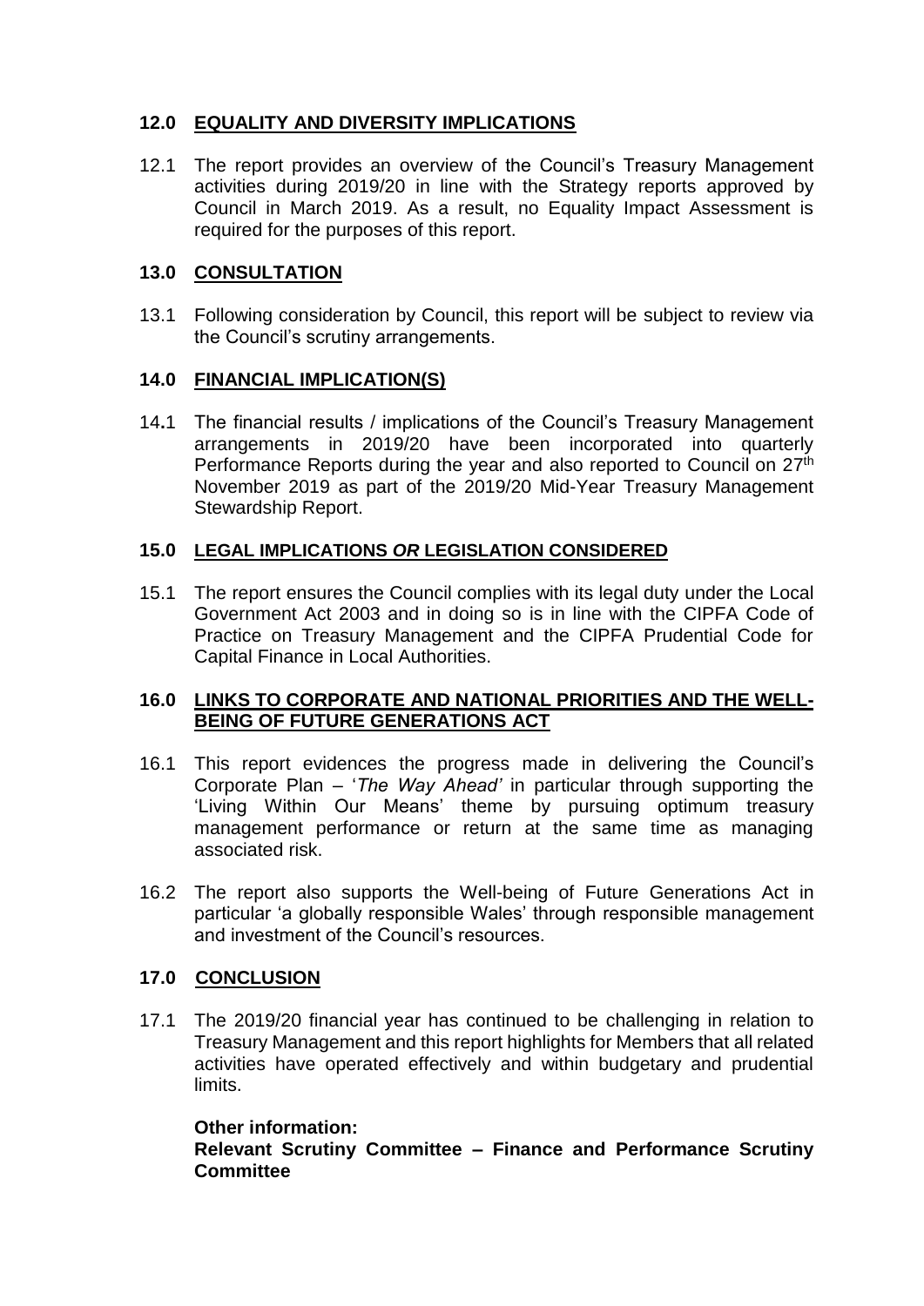## 12.0 EQUALITY AND DIVERSITY IMPLICATIONS

12.1 The report provides an overview of the Council's Treasury Management activities during 2019/20 in line with the Strategy reports approved by Council in March 2019. As a result, no Equality Impact Assessment is required for the purposes of this report.

## 13.0 CONSULTATION

13.1 Following consideration by Council, this report will be subject to review via the Council's scrutiny arrangements.

## 14.0 FINANCIAL IMPLICATION(S)

14.1 The financial results / implications of the Council's Treasury Management arrangements in 2019/20 have been incorporated into quarterly Performance Reports during the year and also reported to Council on 27th November 2019 as part of the 2019/20 Mid-Year Treasury Management Stewardship Report.

## 15.0 LEGAL IMPLICATIONS *OR* LEGISLATION CONSIDERED

15.1 The report ensures the Council complies with its legal duty under the Local Government Act 2003 and in doing so is in line with the CIPFA Code of Practice on Treasury Management and the CIPFA Prudential Code for Capital Finance in Local Authorities.

## 16.0 LINKS TO CORPORATE AND NATIONAL PRIORITIES AND THE WELL-BEING OF FUTURE GENERATIONS ACT

16.1 This report evidences the progress made in delivering the Council's Corporate Plan – '*The Way Ahead'* in particular through supporting the 'Living Within Our Means' theme by pursuing optimum treasury management performance or return at the same time as managing associated risk.

16.2 The report also supports the Well-being of Future Generations Act in particular 'a globally responsible Wales' through responsible management and investment of the Council's resources.

## 17.0 CONCLUSION

17.1 The 2019/20 financial year has continued to be challenging in relation to Treasury Management and this report highlights for Members that all related activities have operated effectively and within budgetary and prudential limits.

**Other information:**
**Relevant Scrutiny Committee – Finance and Performance Scrutiny Committee**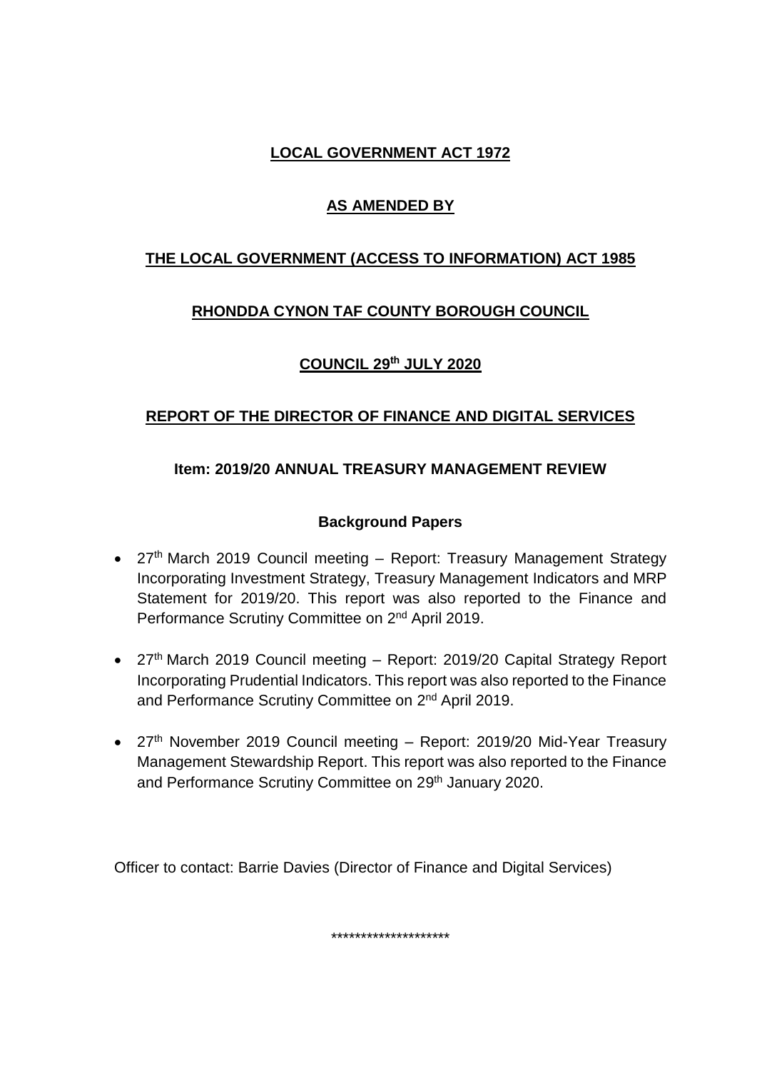**LOCAL GOVERNMENT ACT 1972**

**AS AMENDED BY**

**THE LOCAL GOVERNMENT (ACCESS TO INFORMATION) ACT 1985**

**RHONDDA CYNON TAF COUNTY BOROUGH COUNCIL**

**COUNCIL 29th JULY 2020**

**REPORT OF THE DIRECTOR OF FINANCE AND DIGITAL SERVICES**

**Item: 2019/20 ANNUAL TREASURY MANAGEMENT REVIEW**

**Background Papers**

- 27th March 2019 Council meeting – Report: Treasury Management Strategy Incorporating Investment Strategy, Treasury Management Indicators and MRP Statement for 2019/20. This report was also reported to the Finance and Performance Scrutiny Committee on 2nd April 2019.
- 27th March 2019 Council meeting – Report: 2019/20 Capital Strategy Report Incorporating Prudential Indicators. This report was also reported to the Finance and Performance Scrutiny Committee on 2nd April 2019.
- 27th November 2019 Council meeting – Report: 2019/20 Mid-Year Treasury Management Stewardship Report. This report was also reported to the Finance and Performance Scrutiny Committee on 29th January 2020.

Officer to contact: Barrie Davies (Director of Finance and Digital Services)

********************